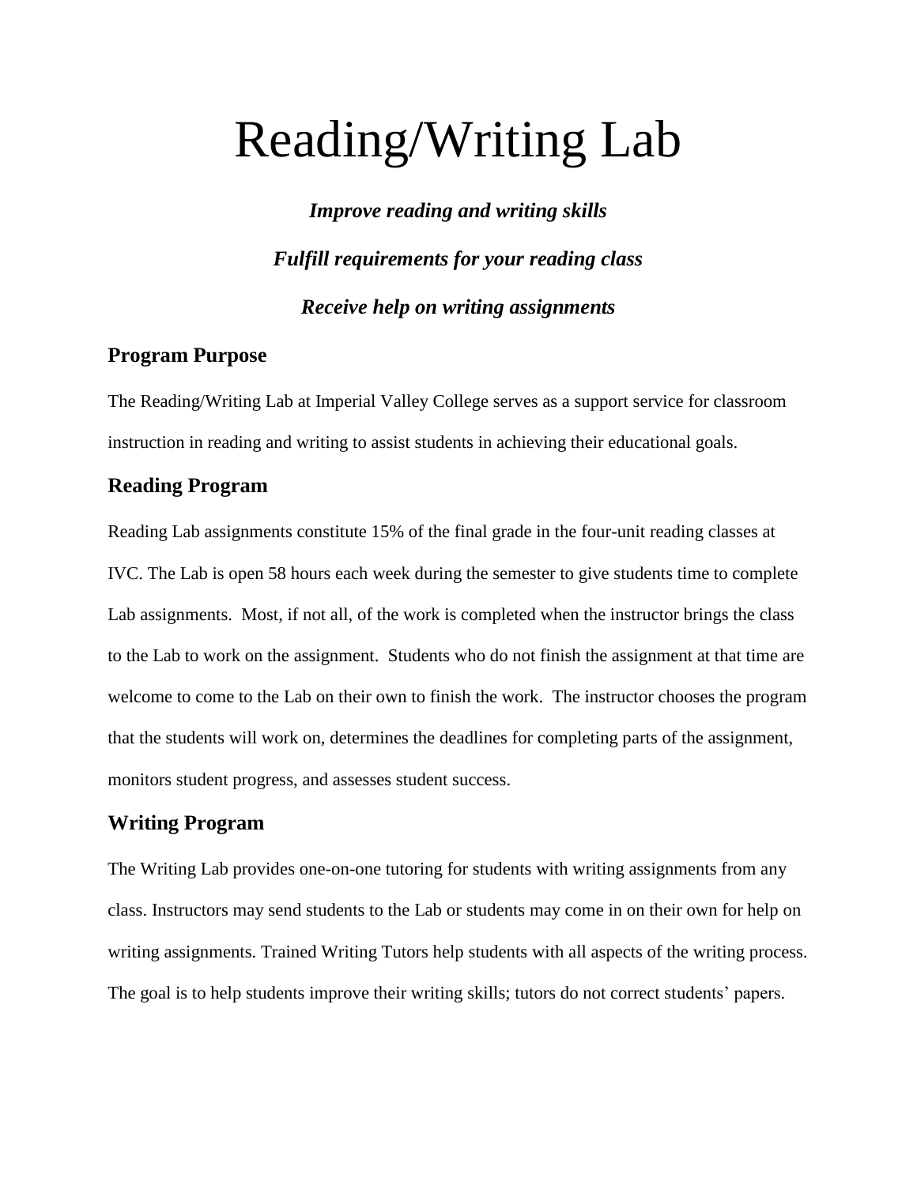# Reading/Writing Lab

***Improve reading and writing skills***

***Fulfill requirements for your reading class***

***Receive help on writing assignments***

## Program Purpose

The Reading/Writing Lab at Imperial Valley College serves as a support service for classroom instruction in reading and writing to assist students in achieving their educational goals.

## Reading Program

Reading Lab assignments constitute 15% of the final grade in the four-unit reading classes at IVC. The Lab is open 58 hours each week during the semester to give students time to complete Lab assignments. Most, if not all, of the work is completed when the instructor brings the class to the Lab to work on the assignment. Students who do not finish the assignment at that time are welcome to come to the Lab on their own to finish the work. The instructor chooses the program that the students will work on, determines the deadlines for completing parts of the assignment, monitors student progress, and assesses student success.

## Writing Program

The Writing Lab provides one-on-one tutoring for students with writing assignments from any class. Instructors may send students to the Lab or students may come in on their own for help on writing assignments. Trained Writing Tutors help students with all aspects of the writing process. The goal is to help students improve their writing skills; tutors do not correct students' papers.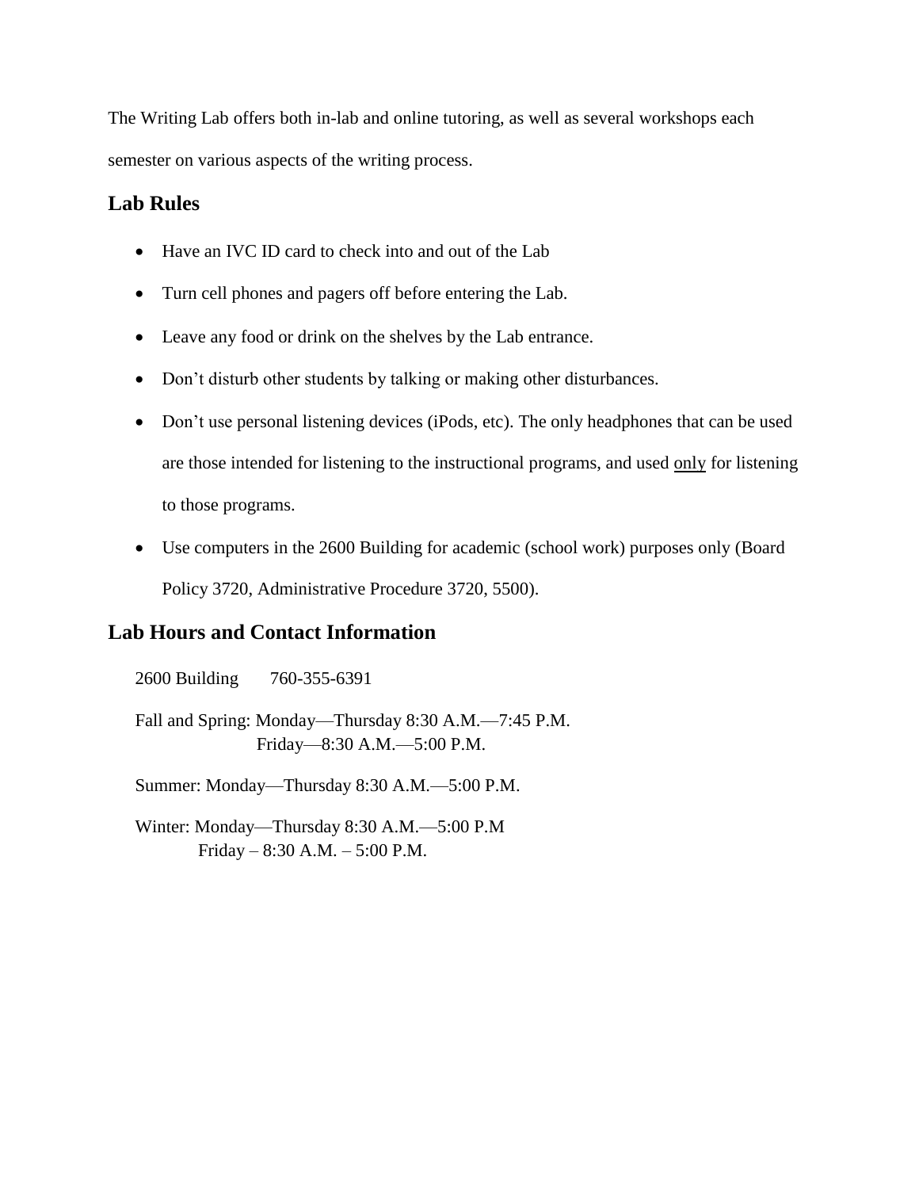The Writing Lab offers both in-lab and online tutoring, as well as several workshops each semester on various aspects of the writing process.

## Lab Rules

- Have an IVC ID card to check into and out of the Lab
- Turn cell phones and pagers off before entering the Lab.
- Leave any food or drink on the shelves by the Lab entrance.
- Don't disturb other students by talking or making other disturbances.
- Don't use personal listening devices (iPods, etc). The only headphones that can be used are those intended for listening to the instructional programs, and used <u>only</u> for listening to those programs.
- Use computers in the 2600 Building for academic (school work) purposes only (Board Policy 3720, Administrative Procedure 3720, 5500).

## Lab Hours and Contact Information

2600 Building 760-355-6391

Fall and Spring: Monday—Thursday 8:30 A.M.—7:45 P.M.
Friday—8:30 A.M.—5:00 P.M.

Summer: Monday—Thursday 8:30 A.M.—5:00 P.M.

Winter: Monday—Thursday 8:30 A.M.—5:00 P.M
Friday – 8:30 A.M. – 5:00 P.M.